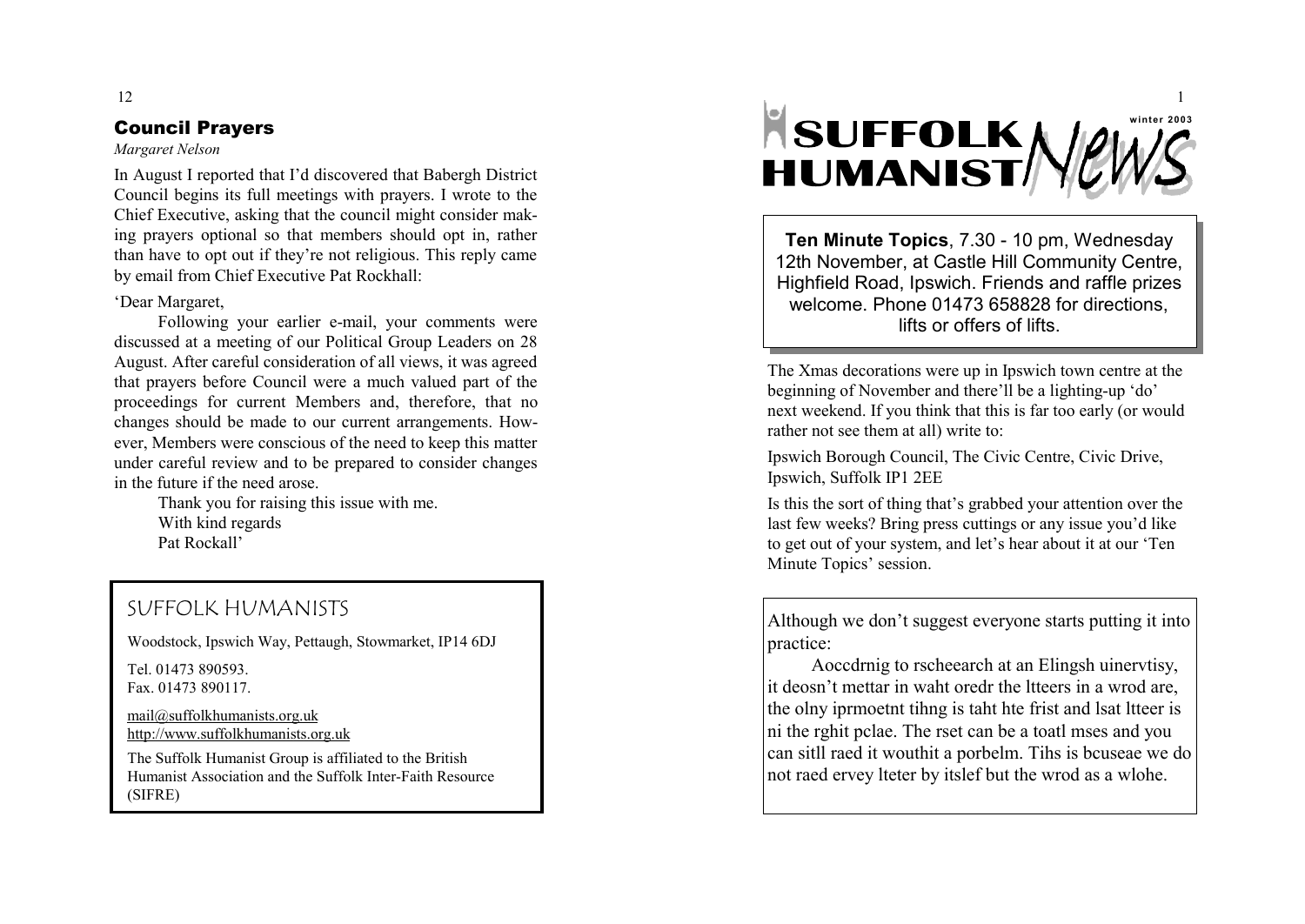## Council Prayers

*Margaret Nelson*

In August I reported that I'd discovered that Babergh District Council begins its full meetings with prayers. I wrote to the Chief Executive, asking that the council might consider making prayers optional so that members should opt in, rather than have to opt out if they're not religious. This reply came by email from Chief Executive Pat Rockhall:

'Dear Margaret,

Following your earlier e-mail, your comments were discussed at a meeting of our Political Group Leaders on 28 August. After careful consideration of all views, it was agreed that prayers before Council were a much valued part of the proceedings for current Members and, therefore, that no changes should be made to our current arrangements. However, Members were conscious of the need to keep this matter under careful review and to be prepared to consider changes in the future if the need arose.

Thank you for raising this issue with me.
With kind regards
Pat Rockall'

## SUFFOLK HUMANISTS

Woodstock, Ipswich Way, Pettaugh, Stowmarket, IP14 6DJ

Tel. 01473 890593.
Fax. 01473 890117.

mail@suffolkhumanists.org.uk
http://www.suffolkhumanists.org.uk

The Suffolk Humanist Group is affiliated to the British Humanist Association and the Suffolk Inter-Faith Resource (SIFRE)

# SUFFOLK HUMANIST News

winter 2003

**Ten Minute Topics**, 7.30 - 10 pm, Wednesday 12th November, at Castle Hill Community Centre, Highfield Road, Ipswich. Friends and raffle prizes welcome. Phone 01473 658828 for directions, lifts or offers of lifts.

The Xmas decorations were up in Ipswich town centre at the beginning of November and there'll be a lighting-up 'do' next weekend. If you think that this is far too early (or would rather not see them at all) write to:

Ipswich Borough Council, The Civic Centre, Civic Drive, Ipswich, Suffolk IP1 2EE

Is this the sort of thing that's grabbed your attention over the last few weeks? Bring press cuttings or any issue you'd like to get out of your system, and let's hear about it at our 'Ten Minute Topics' session.

Although we don't suggest everyone starts putting it into practice:

Aoccdrnig to rscheearch at an Elingsh uinervtisy, it deosn't mettar in waht oredr the ltteers in a wrod are, the olny iprmoetnt tihng is taht hte frist and lsat ltteer is ni the rghit pclae. The rset can be a toatl mses and you can sitll raed it wouthit a porbelm. Tihs is bcuseae we do not raed ervey lteter by itslef but the wrod as a wlohe.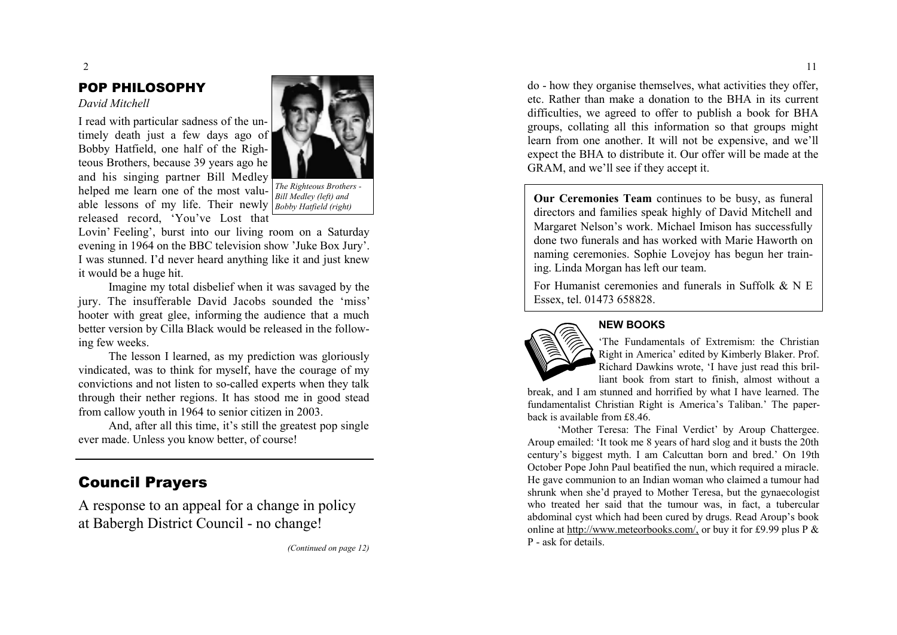## POP PHILOSOPHY

*David Mitchell*

I read with particular sadness of the untimely death just a few days ago of Bobby Hatfield, one half of the Righteous Brothers, because 39 years ago he and his singing partner Bill Medley helped me learn one of the most valuable lessons of my life. Their newly released record, 'You've Lost that Lovin' Feeling', burst into our living room on a Saturday evening in 1964 on the BBC television show 'Juke Box Jury'. I was stunned. I'd never heard anything like it and just knew it would be a huge hit.

*The Righteous Brothers - Bill Medley (left) and Bobby Hatfield (right)*

Imagine my total disbelief when it was savaged by the jury. The insufferable David Jacobs sounded the 'miss' hooter with great glee, informing the audience that a much better version by Cilla Black would be released in the following few weeks.

The lesson I learned, as my prediction was gloriously vindicated, was to think for myself, have the courage of my convictions and not listen to so-called experts when they talk through their nether regions. It has stood me in good stead from callow youth in 1964 to senior citizen in 2003.

And, after all this time, it's still the greatest pop single ever made. Unless you know better, of course!

## Council Prayers

A response to an appeal for a change in policy at Babergh District Council - no change!

*(Continued on page 12)*

do - how they organise themselves, what activities they offer, etc. Rather than make a donation to the BHA in its current difficulties, we agreed to offer to publish a book for BHA groups, collating all this information so that groups might learn from one another. It will not be expensive, and we'll expect the BHA to distribute it. Our offer will be made at the GRAM, and we'll see if they accept it.

**Our Ceremonies Team** continues to be busy, as funeral directors and families speak highly of David Mitchell and Margaret Nelson's work. Michael Imison has successfully done two funerals and has worked with Marie Haworth on naming ceremonies. Sophie Lovejoy has begun her training. Linda Morgan has left our team.

For Humanist ceremonies and funerals in Suffolk & N E Essex, tel. 01473 658828.

### NEW BOOKS

'The Fundamentals of Extremism: the Christian Right in America' edited by Kimberly Blaker. Prof. Richard Dawkins wrote, 'I have just read this brilliant book from start to finish, almost without a break, and I am stunned and horrified by what I have learned. The fundamentalist Christian Right is America's Taliban.' The paperback is available from £8.46.

'Mother Teresa: The Final Verdict' by Aroup Chattergee. Aroup emailed: 'It took me 8 years of hard slog and it busts the 20th century's biggest myth. I am Calcuttan born and bred.' On 19th October Pope John Paul beatified the nun, which required a miracle. He gave communion to an Indian woman who claimed a tumour had shrunk when she'd prayed to Mother Teresa, but the gynaecologist who treated her said that the tumour was, in fact, a tubercular abdominal cyst which had been cured by drugs. Read Aroup's book online at http://www.meteorbooks.com/, or buy it for £9.99 plus P & P - ask for details.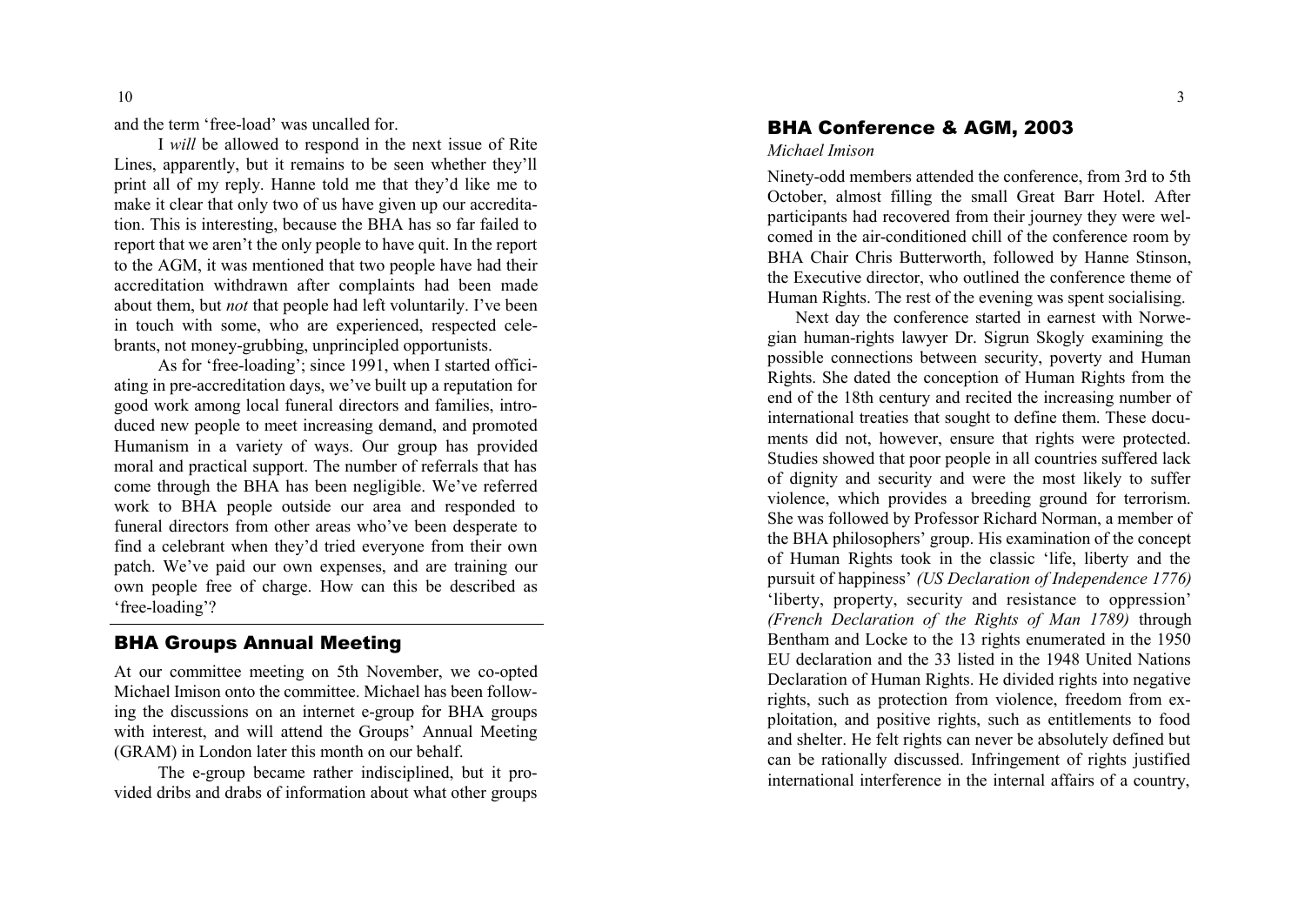and the term 'free-load' was uncalled for.

I *will* be allowed to respond in the next issue of Rite Lines, apparently, but it remains to be seen whether they'll print all of my reply. Hanne told me that they'd like me to make it clear that only two of us have given up our accreditation. This is interesting, because the BHA has so far failed to report that we aren't the only people to have quit. In the report to the AGM, it was mentioned that two people have had their accreditation withdrawn after complaints had been made about them, but *not* that people had left voluntarily. I've been in touch with some, who are experienced, respected celebrants, not money-grubbing, unprincipled opportunists.

As for 'free-loading'; since 1991, when I started officiating in pre-accreditation days, we've built up a reputation for good work among local funeral directors and families, introduced new people to meet increasing demand, and promoted Humanism in a variety of ways. Our group has provided moral and practical support. The number of referrals that has come through the BHA has been negligible. We've referred work to BHA people outside our area and responded to funeral directors from other areas who've been desperate to find a celebrant when they'd tried everyone from their own patch. We've paid our own expenses, and are training our own people free of charge. How can this be described as 'free-loading'?

## BHA Groups Annual Meeting

At our committee meeting on 5th November, we co-opted Michael Imison onto the committee. Michael has been following the discussions on an internet e-group for BHA groups with interest, and will attend the Groups' Annual Meeting (GRAM) in London later this month on our behalf.

The e-group became rather indisciplined, but it provided dribs and drabs of information about what other groups

## BHA Conference & AGM, 2003

*Michael Imison*

Ninety-odd members attended the conference, from 3rd to 5th October, almost filling the small Great Barr Hotel. After participants had recovered from their journey they were welcomed in the air-conditioned chill of the conference room by BHA Chair Chris Butterworth, followed by Hanne Stinson, the Executive director, who outlined the conference theme of Human Rights. The rest of the evening was spent socialising.

Next day the conference started in earnest with Norwegian human-rights lawyer Dr. Sigrun Skogly examining the possible connections between security, poverty and Human Rights. She dated the conception of Human Rights from the end of the 18th century and recited the increasing number of international treaties that sought to define them. These documents did not, however, ensure that rights were protected. Studies showed that poor people in all countries suffered lack of dignity and security and were the most likely to suffer violence, which provides a breeding ground for terrorism. She was followed by Professor Richard Norman, a member of the BHA philosophers' group. His examination of the concept of Human Rights took in the classic 'life, liberty and the pursuit of happiness' *(US Declaration of Independence 1776)* 'liberty, property, security and resistance to oppression' *(French Declaration of the Rights of Man 1789)* through Bentham and Locke to the 13 rights enumerated in the 1950 EU declaration and the 33 listed in the 1948 United Nations Declaration of Human Rights. He divided rights into negative rights, such as protection from violence, freedom from exploitation, and positive rights, such as entitlements to food and shelter. He felt rights can never be absolutely defined but can be rationally discussed. Infringement of rights justified international interference in the internal affairs of a country,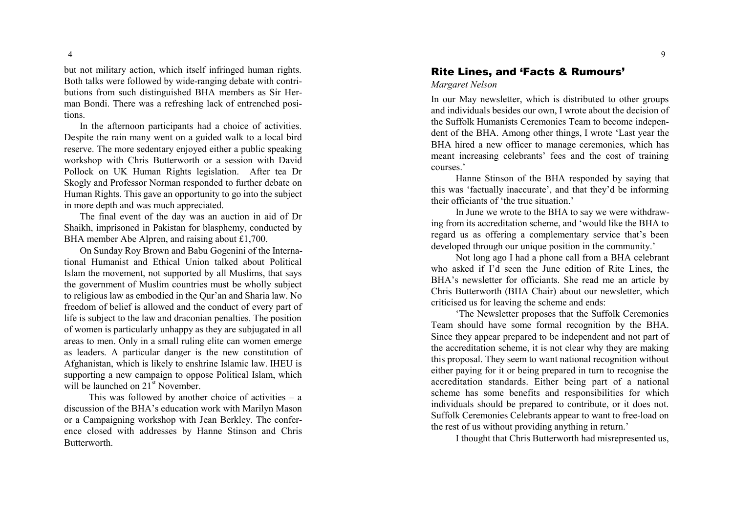but not military action, which itself infringed human rights. Both talks were followed by wide-ranging debate with contributions from such distinguished BHA members as Sir Herman Bondi. There was a refreshing lack of entrenched positions.

In the afternoon participants had a choice of activities. Despite the rain many went on a guided walk to a local bird reserve. The more sedentary enjoyed either a public speaking workshop with Chris Butterworth or a session with David Pollock on UK Human Rights legislation. After tea Dr Skogly and Professor Norman responded to further debate on Human Rights. This gave an opportunity to go into the subject in more depth and was much appreciated.

The final event of the day was an auction in aid of Dr Shaikh, imprisoned in Pakistan for blasphemy, conducted by BHA member Abe Alpren, and raising about £1,700.

On Sunday Roy Brown and Babu Gogenini of the International Humanist and Ethical Union talked about Political Islam the movement, not supported by all Muslims, that says the government of Muslim countries must be wholly subject to religious law as embodied in the Qur'an and Sharia law. No freedom of belief is allowed and the conduct of every part of life is subject to the law and draconian penalties. The position of women is particularly unhappy as they are subjugated in all areas to men. Only in a small ruling elite can women emerge as leaders. A particular danger is the new constitution of Afghanistan, which is likely to enshrine Islamic law. IHEU is supporting a new campaign to oppose Political Islam, which will be launched on 21st November.

This was followed by another choice of activities – a discussion of the BHA's education work with Marilyn Mason or a Campaigning workshop with Jean Berkley. The conference closed with addresses by Hanne Stinson and Chris Butterworth.

## Rite Lines, and 'Facts & Rumours'

*Margaret Nelson*

In our May newsletter, which is distributed to other groups and individuals besides our own, I wrote about the decision of the Suffolk Humanists Ceremonies Team to become independent of the BHA. Among other things, I wrote 'Last year the BHA hired a new officer to manage ceremonies, which has meant increasing celebrants' fees and the cost of training courses.'

Hanne Stinson of the BHA responded by saying that this was 'factually inaccurate', and that they'd be informing their officiants of 'the true situation.'

In June we wrote to the BHA to say we were withdrawing from its accreditation scheme, and 'would like the BHA to regard us as offering a complementary service that's been developed through our unique position in the community.'

Not long ago I had a phone call from a BHA celebrant who asked if I'd seen the June edition of Rite Lines, the BHA's newsletter for officiants. She read me an article by Chris Butterworth (BHA Chair) about our newsletter, which criticised us for leaving the scheme and ends:

'The Newsletter proposes that the Suffolk Ceremonies Team should have some formal recognition by the BHA. Since they appear prepared to be independent and not part of the accreditation scheme, it is not clear why they are making this proposal. They seem to want national recognition without either paying for it or being prepared in turn to recognise the accreditation standards. Either being part of a national scheme has some benefits and responsibilities for which individuals should be prepared to contribute, or it does not. Suffolk Ceremonies Celebrants appear to want to free-load on the rest of us without providing anything in return.'

I thought that Chris Butterworth had misrepresented us,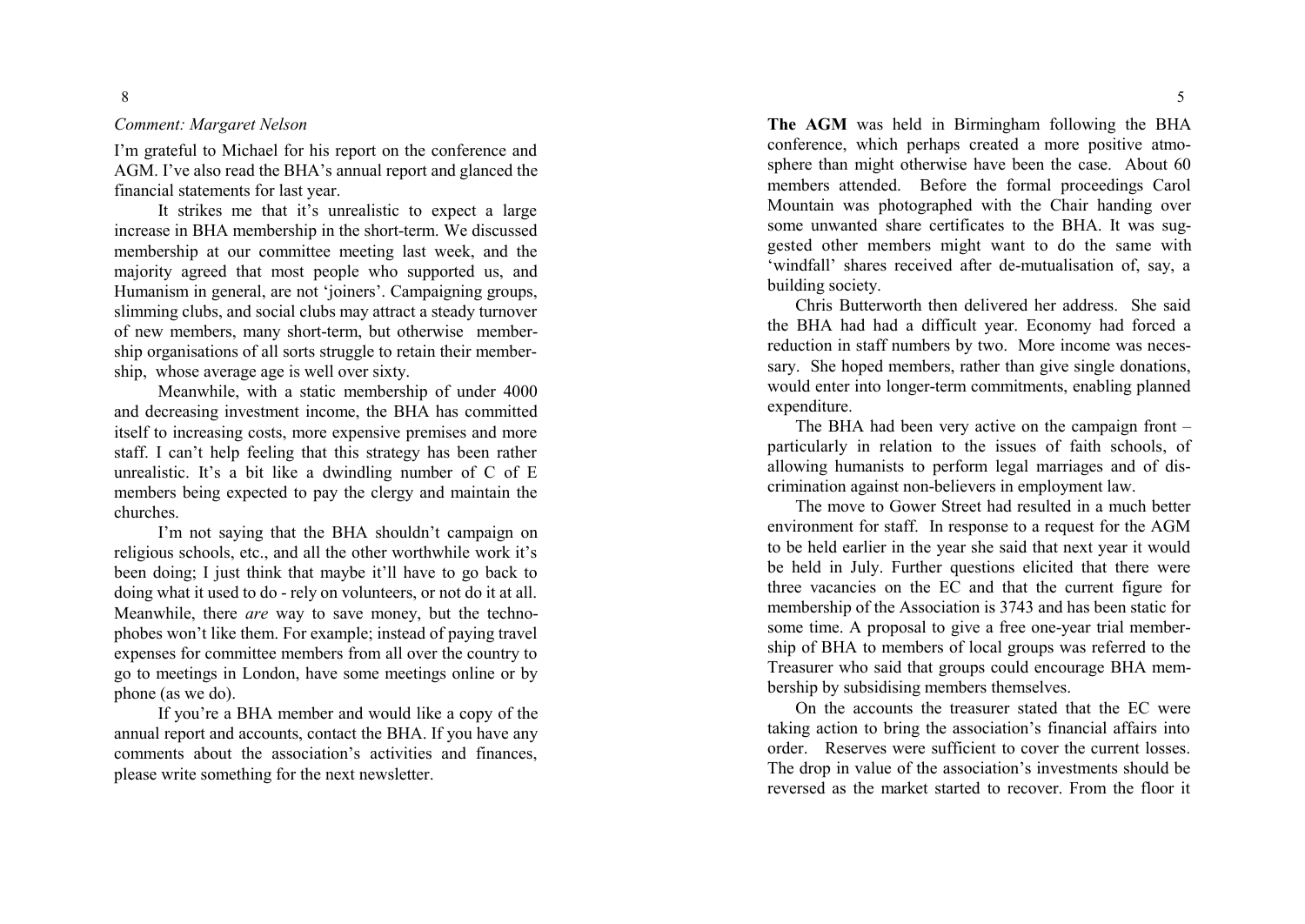*Comment: Margaret Nelson*

I'm grateful to Michael for his report on the conference and AGM. I've also read the BHA's annual report and glanced the financial statements for last year.

It strikes me that it's unrealistic to expect a large increase in BHA membership in the short-term. We discussed membership at our committee meeting last week, and the majority agreed that most people who supported us, and Humanism in general, are not 'joiners'. Campaigning groups, slimming clubs, and social clubs may attract a steady turnover of new members, many short-term, but otherwise membership organisations of all sorts struggle to retain their membership, whose average age is well over sixty.

Meanwhile, with a static membership of under 4000 and decreasing investment income, the BHA has committed itself to increasing costs, more expensive premises and more staff. I can't help feeling that this strategy has been rather unrealistic. It's a bit like a dwindling number of C of E members being expected to pay the clergy and maintain the churches.

I'm not saying that the BHA shouldn't campaign on religious schools, etc., and all the other worthwhile work it's been doing; I just think that maybe it'll have to go back to doing what it used to do - rely on volunteers, or not do it at all. Meanwhile, there *are* way to save money, but the technophobes won't like them. For example; instead of paying travel expenses for committee members from all over the country to go to meetings in London, have some meetings online or by phone (as we do).

If you're a BHA member and would like a copy of the annual report and accounts, contact the BHA. If you have any comments about the association's activities and finances, please write something for the next newsletter.

**The AGM** was held in Birmingham following the BHA conference, which perhaps created a more positive atmosphere than might otherwise have been the case. About 60 members attended. Before the formal proceedings Carol Mountain was photographed with the Chair handing over some unwanted share certificates to the BHA. It was suggested other members might want to do the same with 'windfall' shares received after de-mutualisation of, say, a building society.

Chris Butterworth then delivered her address. She said the BHA had had a difficult year. Economy had forced a reduction in staff numbers by two. More income was necessary. She hoped members, rather than give single donations, would enter into longer-term commitments, enabling planned expenditure.

The BHA had been very active on the campaign front – particularly in relation to the issues of faith schools, of allowing humanists to perform legal marriages and of discrimination against non-believers in employment law.

The move to Gower Street had resulted in a much better environment for staff. In response to a request for the AGM to be held earlier in the year she said that next year it would be held in July. Further questions elicited that there were three vacancies on the EC and that the current figure for membership of the Association is 3743 and has been static for some time. A proposal to give a free one-year trial membership of BHA to members of local groups was referred to the Treasurer who said that groups could encourage BHA membership by subsidising members themselves.

On the accounts the treasurer stated that the EC were taking action to bring the association's financial affairs into order. Reserves were sufficient to cover the current losses. The drop in value of the association's investments should be reversed as the market started to recover. From the floor it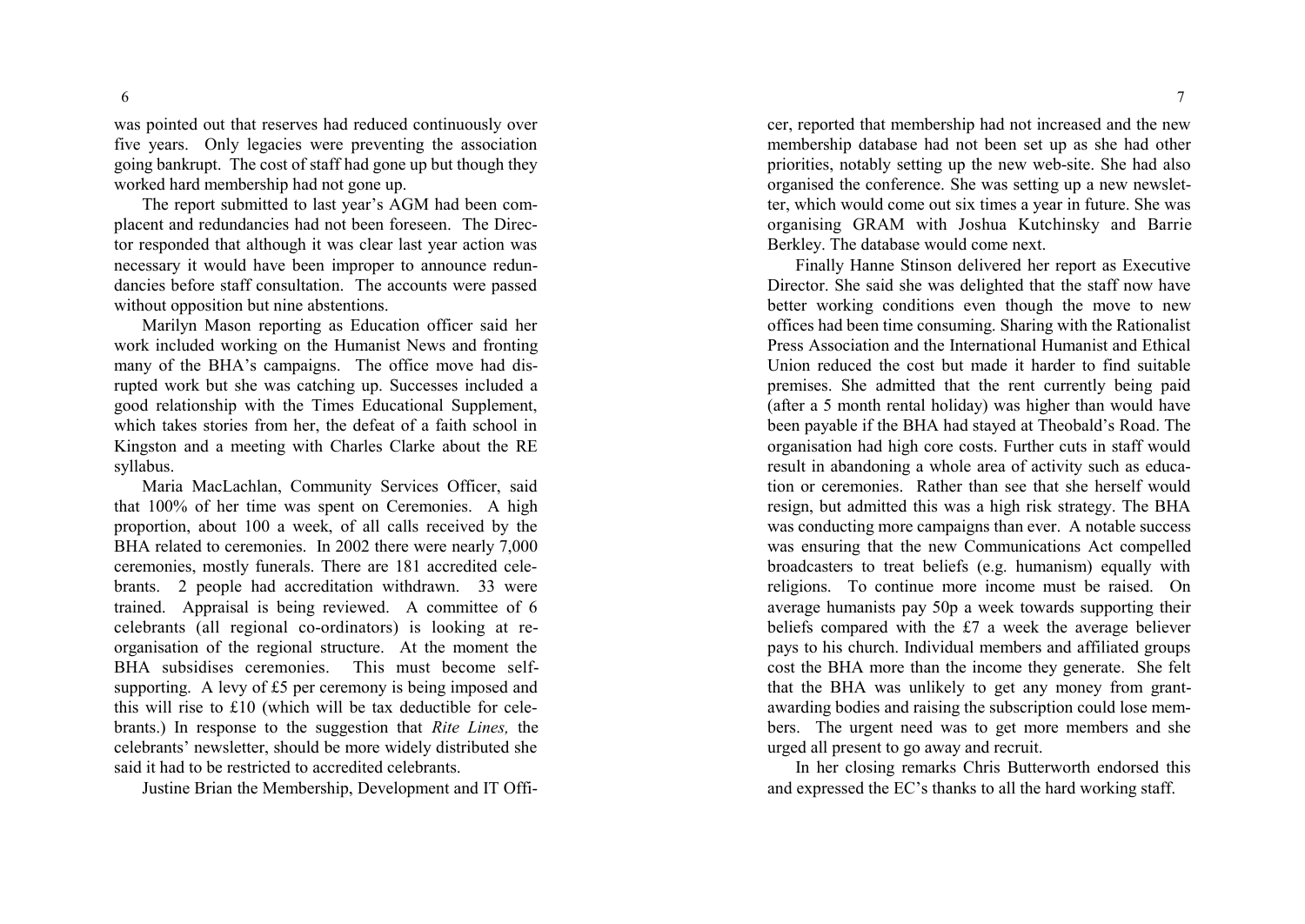was pointed out that reserves had reduced continuously over five years. Only legacies were preventing the association going bankrupt. The cost of staff had gone up but though they worked hard membership had not gone up.

The report submitted to last year's AGM had been complacent and redundancies had not been foreseen. The Director responded that although it was clear last year action was necessary it would have been improper to announce redundancies before staff consultation. The accounts were passed without opposition but nine abstentions.

Marilyn Mason reporting as Education officer said her work included working on the Humanist News and fronting many of the BHA's campaigns. The office move had disrupted work but she was catching up. Successes included a good relationship with the Times Educational Supplement, which takes stories from her, the defeat of a faith school in Kingston and a meeting with Charles Clarke about the RE syllabus.

Maria MacLachlan, Community Services Officer, said that 100% of her time was spent on Ceremonies. A high proportion, about 100 a week, of all calls received by the BHA related to ceremonies. In 2002 there were nearly 7,000 ceremonies, mostly funerals. There are 181 accredited celebrants. 2 people had accreditation withdrawn. 33 were trained. Appraisal is being reviewed. A committee of 6 celebrants (all regional co-ordinators) is looking at reorganisation of the regional structure. At the moment the BHA subsidises ceremonies. This must become self-supporting. A levy of £5 per ceremony is being imposed and this will rise to £10 (which will be tax deductible for celebrants.) In response to the suggestion that *Rite Lines,* the celebrants' newsletter, should be more widely distributed she said it had to be restricted to accredited celebrants.

Justine Brian the Membership, Development and IT Officer, reported that membership had not increased and the new membership database had not been set up as she had other priorities, notably setting up the new web-site. She had also organised the conference. She was setting up a new newsletter, which would come out six times a year in future. She was organising GRAM with Joshua Kutchinsky and Barrie Berkley. The database would come next.

Finally Hanne Stinson delivered her report as Executive Director. She said she was delighted that the staff now have better working conditions even though the move to new offices had been time consuming. Sharing with the Rationalist Press Association and the International Humanist and Ethical Union reduced the cost but made it harder to find suitable premises. She admitted that the rent currently being paid (after a 5 month rental holiday) was higher than would have been payable if the BHA had stayed at Theobald's Road. The organisation had high core costs. Further cuts in staff would result in abandoning a whole area of activity such as education or ceremonies. Rather than see that she herself would resign, but admitted this was a high risk strategy. The BHA was conducting more campaigns than ever. A notable success was ensuring that the new Communications Act compelled broadcasters to treat beliefs (e.g. humanism) equally with religions. To continue more income must be raised. On average humanists pay 50p a week towards supporting their beliefs compared with the £7 a week the average believer pays to his church. Individual members and affiliated groups cost the BHA more than the income they generate. She felt that the BHA was unlikely to get any money from grant-awarding bodies and raising the subscription could lose members. The urgent need was to get more members and she urged all present to go away and recruit.

In her closing remarks Chris Butterworth endorsed this and expressed the EC's thanks to all the hard working staff.